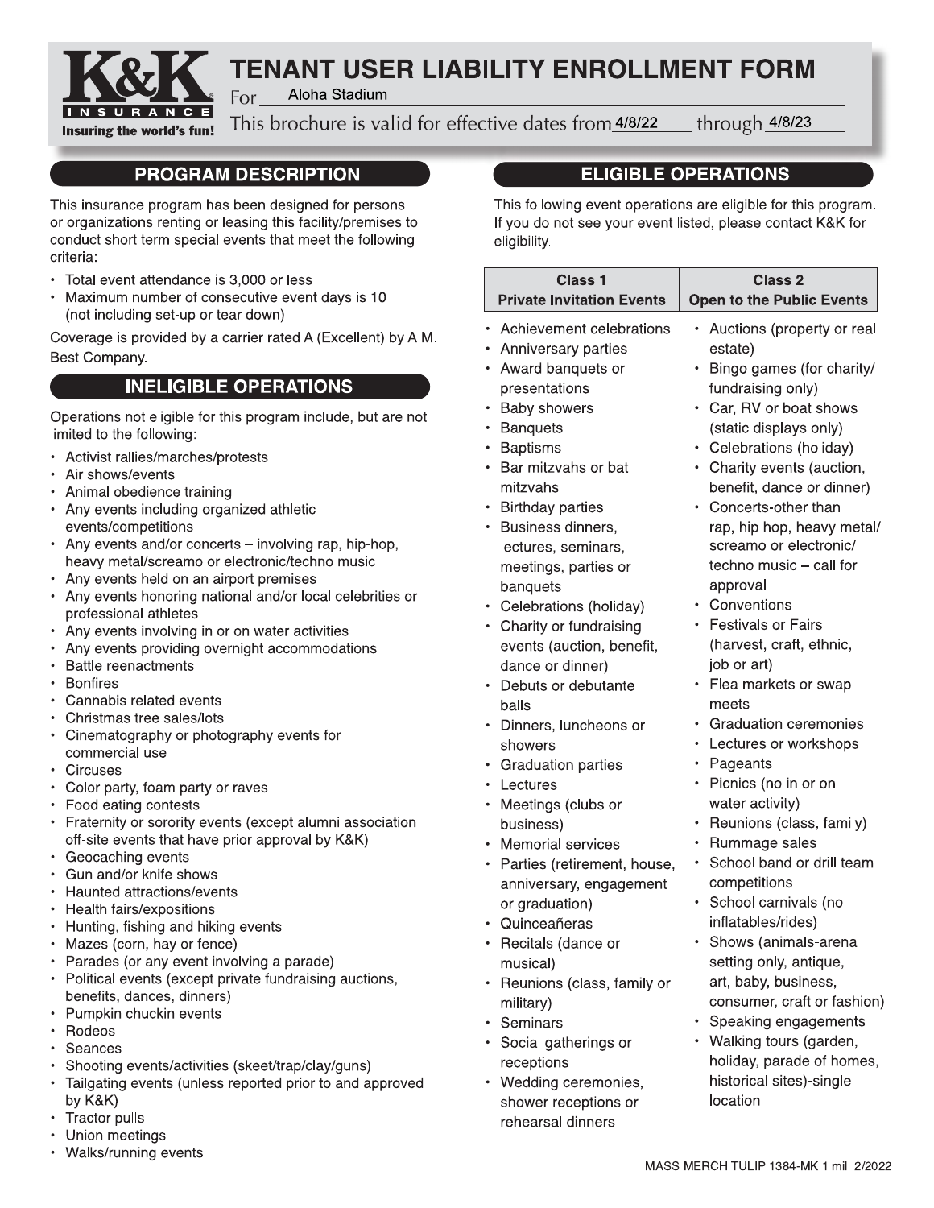# TENANT USER LIABILITY ENROLLMENT FORM

For Aloha Stadium

This brochure is valid for effective dates from 4/8/22 through 4/8/23

## PROGRAM DESCRIPTION

This insurance program has been designed for persons or organizations renting or leasing this facility/premises to conduct short term special events that meet the following criteria:

- Total event attendance is 3,000 or less
- Maximum number of consecutive event days is 10 (not including set-up or tear down)

Coverage is provided by a carrier rated A (Excellent) by A.M. Best Company.

## INELIGIBLE OPERATIONS

Operations not eligible for this program include, but are not limited to the following:

- Activist rallies/marches/protests
- Air shows/events
- Animal obedience training
- Any events including organized athletic events/competitions
- Any events and/or concerts – involving rap, hip-hop, heavy metal/screamo or electronic/techno music
- Any events held on an airport premises
- Any events honoring national and/or local celebrities or professional athletes
- Any events involving in or on water activities
- Any events providing overnight accommodations
- Battle reenactments
- Bonfires
- Cannabis related events
- Christmas tree sales/lots
- Cinematography or photography events for commercial use
- Circuses
- Color party, foam party or raves
- Food eating contests
- Fraternity or sorority events (except alumni association off-site events that have prior approval by K&K)
- Geocaching events
- Gun and/or knife shows
- Haunted attractions/events
- Health fairs/expositions
- Hunting, fishing and hiking events
- Mazes (corn, hay or fence)
- Parades (or any event involving a parade)
- Political events (except private fundraising auctions, benefits, dances, dinners)
- Pumpkin chuckin events
- Rodeos
- Seances
- Shooting events/activities (skeet/trap/clay/guns)
- Tailgating events (unless reported prior to and approved by K&K)
- Tractor pulls
- Union meetings
- Walks/running events

## ELIGIBLE OPERATIONS

This following event operations are eligible for this program. If you do not see your event listed, please contact K&K for eligibility.

| Class 1 Private Invitation Events | Class 2 Open to the Public Events |
|---|---|
| • Achievement celebrations<br>• Anniversary parties<br>• Award banquets or presentations<br>• Baby showers<br>• Banquets<br>• Baptisms<br>• Bar mitzvahs or bat mitzvahs<br>• Birthday parties<br>• Business dinners, lectures, seminars, meetings, parties or banquets<br>• Celebrations (holiday)<br>• Charity or fundraising events (auction, benefit, dance or dinner)<br>• Debuts or debutante balls<br>• Dinners, luncheons or showers<br>• Graduation parties<br>• Lectures<br>• Meetings (clubs or business)<br>• Memorial services<br>• Parties (retirement, house, anniversary, engagement or graduation)<br>• Quinceañeras<br>• Recitals (dance or musical)<br>• Reunions (class, family or military)<br>• Seminars<br>• Social gatherings or receptions<br>• Wedding ceremonies, shower receptions or rehearsal dinners | • Auctions (property or real estate)<br>• Bingo games (for charity/fundraising only)<br>• Car, RV or boat shows (static displays only)<br>• Celebrations (holiday)<br>• Charity events (auction, benefit, dance or dinner)<br>• Concerts-other than rap, hip hop, heavy metal/screamo or electronic/techno music – call for approval<br>• Conventions<br>• Festivals or Fairs (harvest, craft, ethnic, job or art)<br>• Flea markets or swap meets<br>• Graduation ceremonies<br>• Lectures or workshops<br>• Pageants<br>• Picnics (no in or on water activity)<br>• Reunions (class, family)<br>• Rummage sales<br>• School band or drill team competitions<br>• School carnivals (no inflatables/rides)<br>• Shows (animals-arena setting only, antique, art, baby, business, consumer, craft or fashion)<br>• Speaking engagements<br>• Walking tours (garden, holiday, parade of homes, historical sites)-single location |

MASS MERCH TULIP 1384-MK 1 mil 2/2022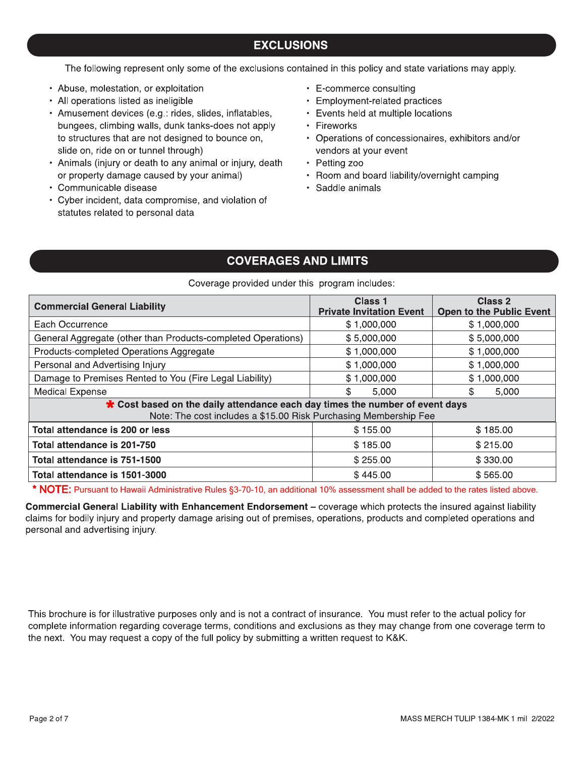## EXCLUSIONS

The following represent only some of the exclusions contained in this policy and state variations may apply.

- Abuse, molestation, or exploitation
- All operations listed as ineligible
- Amusement devices (e.g.: rides, slides, inflatables, bungees, climbing walls, dunk tanks-does not apply to structures that are not designed to bounce on, slide on, ride on or tunnel through)
- Animals (injury or death to any animal or injury, death or property damage caused by your animal)
- Communicable disease
- Cyber incident, data compromise, and violation of statutes related to personal data
- E-commerce consulting
- Employment-related practices
- Events held at multiple locations
- Fireworks
- Operations of concessionaires, exhibitors and/or vendors at your event
- Petting zoo
- Room and board liability/overnight camping
- Saddle animals

## COVERAGES AND LIMITS

Coverage provided under this program includes:

| Commercial General Liability | Class 1 Private Invitation Event | Class 2 Open to the Public Event |
|---|---|---|
| Each Occurrence | $ 1,000,000 | $ 1,000,000 |
| General Aggregate (other than Products-completed Operations) | $ 5,000,000 | $ 5,000,000 |
| Products-completed Operations Aggregate | $ 1,000,000 | $ 1,000,000 |
| Personal and Advertising Injury | $ 1,000,000 | $ 1,000,000 |
| Damage to Premises Rented to You (Fire Legal Liability) | $ 1,000,000 | $ 1,000,000 |
| Medical Expense | $ 5,000 | $ 5,000 |
| * **Cost based on the daily attendance each day times the number of event days** Note: The cost includes a $15.00 Risk Purchasing Membership Fee | | |
| **Total attendance is 200 or less** | $ 155.00 | $ 185.00 |
| **Total attendance is 201-750** | $ 185.00 | $ 215.00 |
| **Total attendance is 751-1500** | $ 255.00 | $ 330.00 |
| **Total attendance is 1501-3000** | $ 445.00 | $ 565.00 |

* **NOTE:** Pursuant to Hawaii Administrative Rules §3-70-10, an additional 10% assessment shall be added to the rates listed above.

**Commercial General Liability with Enhancement Endorsement** – coverage which protects the insured against liability claims for bodily injury and property damage arising out of premises, operations, products and completed operations and personal and advertising injury.

This brochure is for illustrative purposes only and is not a contract of insurance. You must refer to the actual policy for complete information regarding coverage terms, conditions and exclusions as they may change from one coverage term to the next. You may request a copy of the full policy by submitting a written request to K&K.

MASS MERCH TULIP 1384-MK 1 mil 2/2022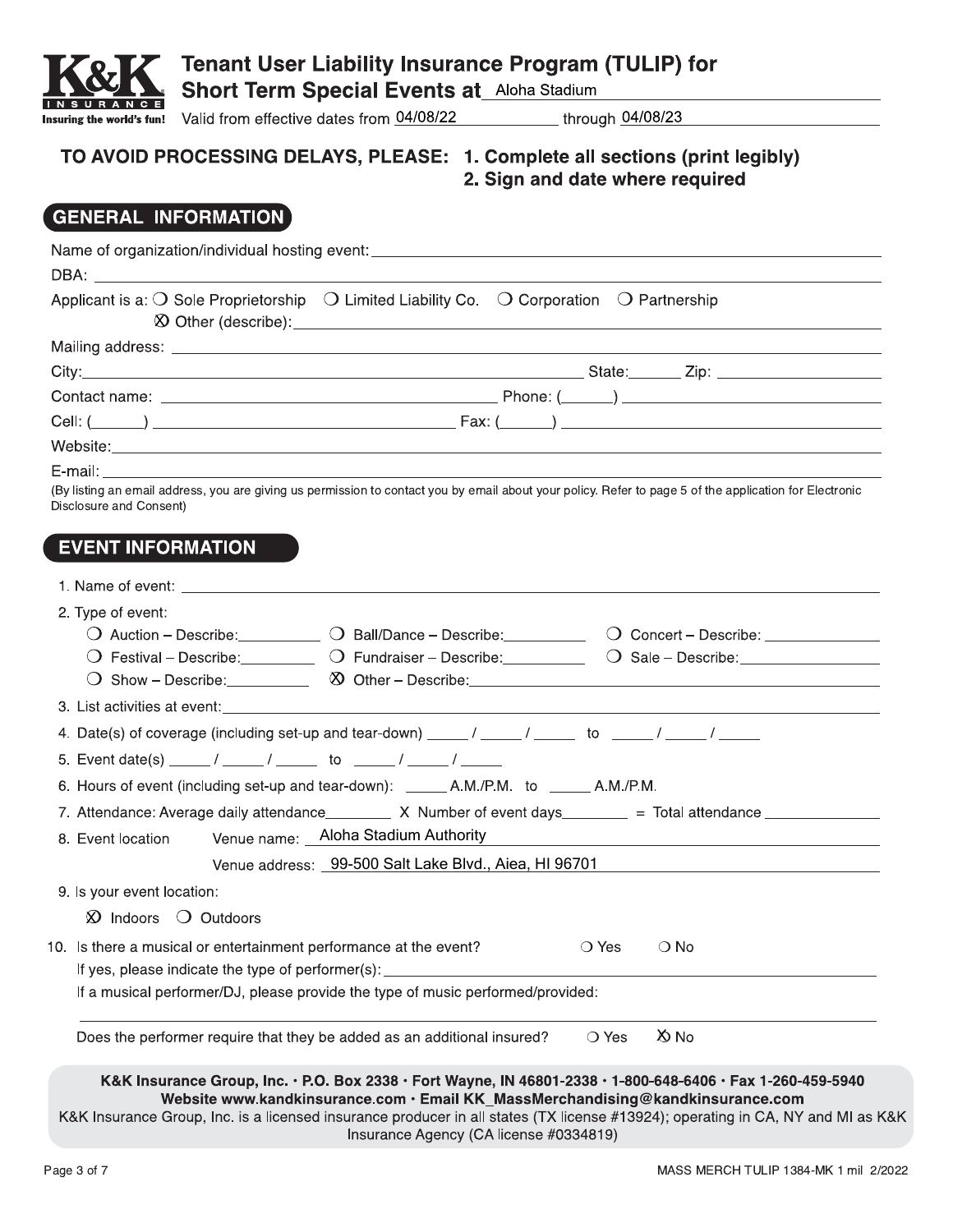# Tenant User Liability Insurance Program (TULIP) for Short Term Special Events at Aloha Stadium

Valid from effective dates from 04/08/22 through 04/08/23

**TO AVOID PROCESSING DELAYS, PLEASE:**
**1. Complete all sections (print legibly)**
**2. Sign and date where required**

## GENERAL INFORMATION

Name of organization/individual hosting event: ______________________

DBA: ______________________

Applicant is a: ❍ Sole Proprietorship ❍ Limited Liability Co. ❍ Corporation ❍ Partnership
☒ Other (describe): ______________________

Mailing address: ______________________

City: ______________________ State: ______ Zip: ______________________

Contact name: ______________________ Phone: (______) ______________________

Cell: (______) ______________________ Fax: (______) ______________________

Website: ______________________

E-mail: ______________________

(By listing an email address, you are giving us permission to contact you by email about your policy. Refer to page 5 of the application for Electronic Disclosure and Consent)

## EVENT INFORMATION

1. Name of event: ______________________
2. Type of event:
   - ❍ Auction – Describe: __________ ❍ Ball/Dance – Describe: __________ ❍ Concert – Describe: __________
   - ❍ Festival – Describe: __________ ❍ Fundraiser – Describe: __________ ❍ Sale – Describe: __________
   - ❍ Show – Describe: __________ ☒ Other – Describe: __________
3. List activities at event: ______________________
4. Date(s) of coverage (including set-up and tear-down) _____ / _____ / _____ to _____ / _____ / _____
5. Event date(s) _____ / _____ / _____ to _____ / _____ / _____
6. Hours of event (including set-up and tear-down): _____ A.M./P.M. to _____ A.M./P.M.
7. Attendance: Average daily attendance ________ X Number of event days ________ = Total attendance ______________
8. Event location Venue name: Aloha Stadium Authority
   Venue address: 99-500 Salt Lake Blvd., Aiea, HI 96701
9. Is your event location:
   ☒ Indoors ❍ Outdoors
10. Is there a musical or entertainment performance at the event? ❍ Yes ❍ No
    If yes, please indicate the type of performer(s): ______________________
    If a musical performer/DJ, please provide the type of music performed/provided:
    ______________________
    Does the performer require that they be added as an additional insured? ❍ Yes ☒ No

**K&K Insurance Group, Inc. · P.O. Box 2338 · Fort Wayne, IN 46801-2338 · 1-800-648-6406 · Fax 1-260-459-5940**
**Website www.kandkinsurance.com · Email KK_MassMerchandising@kandkinsurance.com**
K&K Insurance Group, Inc. is a licensed insurance producer in all states (TX license #13924); operating in CA, NY and MI as K&K Insurance Agency (CA license #0334819)

MASS MERCH TULIP 1384-MK 1 mil 2/2022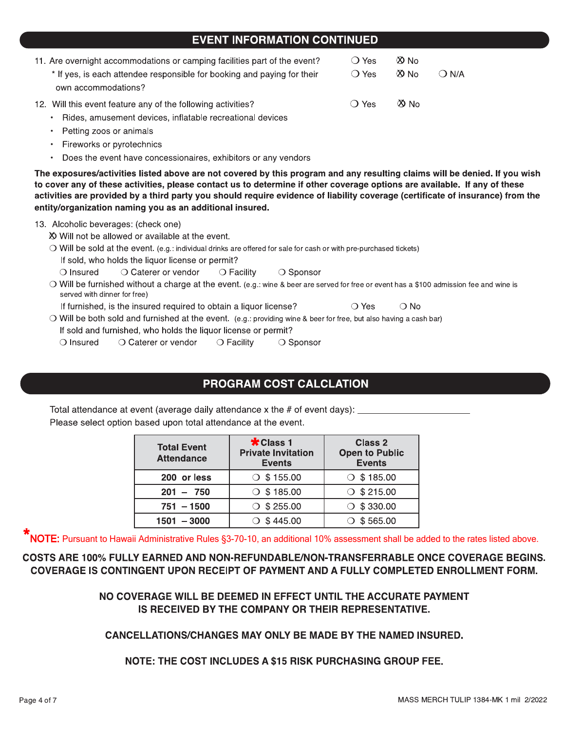## EVENT INFORMATION CONTINUED

11. Are overnight accommodations or camping facilities part of the event? ❍ Yes ☒ No
    - \* If yes, is each attendee responsible for booking and paying for their own accommodations? ❍ Yes ☒ No ❍ N/A

12. Will this event feature any of the following activities? ❍ Yes ☒ No
    - Rides, amusement devices, inflatable recreational devices
    - Petting zoos or animals
    - Fireworks or pyrotechnics
    - Does the event have concessionaires, exhibitors or any vendors

**The exposures/activities listed above are not covered by this program and any resulting claims will be denied. If you wish to cover any of these activities, please contact us to determine if other coverage options are available. If any of these activities are provided by a third party you should require evidence of liability coverage (certificate of insurance) from the entity/organization naming you as an additional insured.**

13. Alcoholic beverages: (check one)
    - ☒ Will not be allowed or available at the event.
    - ❍ Will be sold at the event. (e.g.: individual drinks are offered for sale for cash or with pre-purchased tickets)
      If sold, who holds the liquor license or permit?
      ❍ Insured ❍ Caterer or vendor ❍ Facility ❍ Sponsor
    - ❍ Will be furnished without a charge at the event. (e.g.: wine & beer are served for free or event has a $100 admission fee and wine is served with dinner for free)
      If furnished, is the insured required to obtain a liquor license? ❍ Yes ❍ No
    - ❍ Will be both sold and furnished at the event. (e.g.: providing wine & beer for free, but also having a cash bar)
      If sold and furnished, who holds the liquor license or permit?
      ❍ Insured ❍ Caterer or vendor ❍ Facility ❍ Sponsor

## PROGRAM COST CALCLATION

Total attendance at event (average daily attendance x the # of event days): ____________________

Please select option based upon total attendance at the event.

| Total Event Attendance | *Class 1 Private Invitation Events | Class 2 Open to Public Events |
|---|---|---|
| 200 or less | ❍ $ 155.00 | ❍ $ 185.00 |
| 201 – 750 | ❍ $ 185.00 | ❍ $ 215.00 |
| 751 – 1500 | ❍ $ 255.00 | ❍ $ 330.00 |
| 1501 – 3000 | ❍ $ 445.00 | ❍ $ 565.00 |

*NOTE: Pursuant to Hawaii Administrative Rules §3-70-10, an additional 10% assessment shall be added to the rates listed above.

**COSTS ARE 100% FULLY EARNED AND NON-REFUNDABLE/NON-TRANSFERRABLE ONCE COVERAGE BEGINS. COVERAGE IS CONTINGENT UPON RECEIPT OF PAYMENT AND A FULLY COMPLETED ENROLLMENT FORM.**

**NO COVERAGE WILL BE DEEMED IN EFFECT UNTIL THE ACCURATE PAYMENT IS RECEIVED BY THE COMPANY OR THEIR REPRESENTATIVE.**

**CANCELLATIONS/CHANGES MAY ONLY BE MADE BY THE NAMED INSURED.**

**NOTE: THE COST INCLUDES A $15 RISK PURCHASING GROUP FEE.**

MASS MERCH TULIP 1384-MK 1 mil 2/2022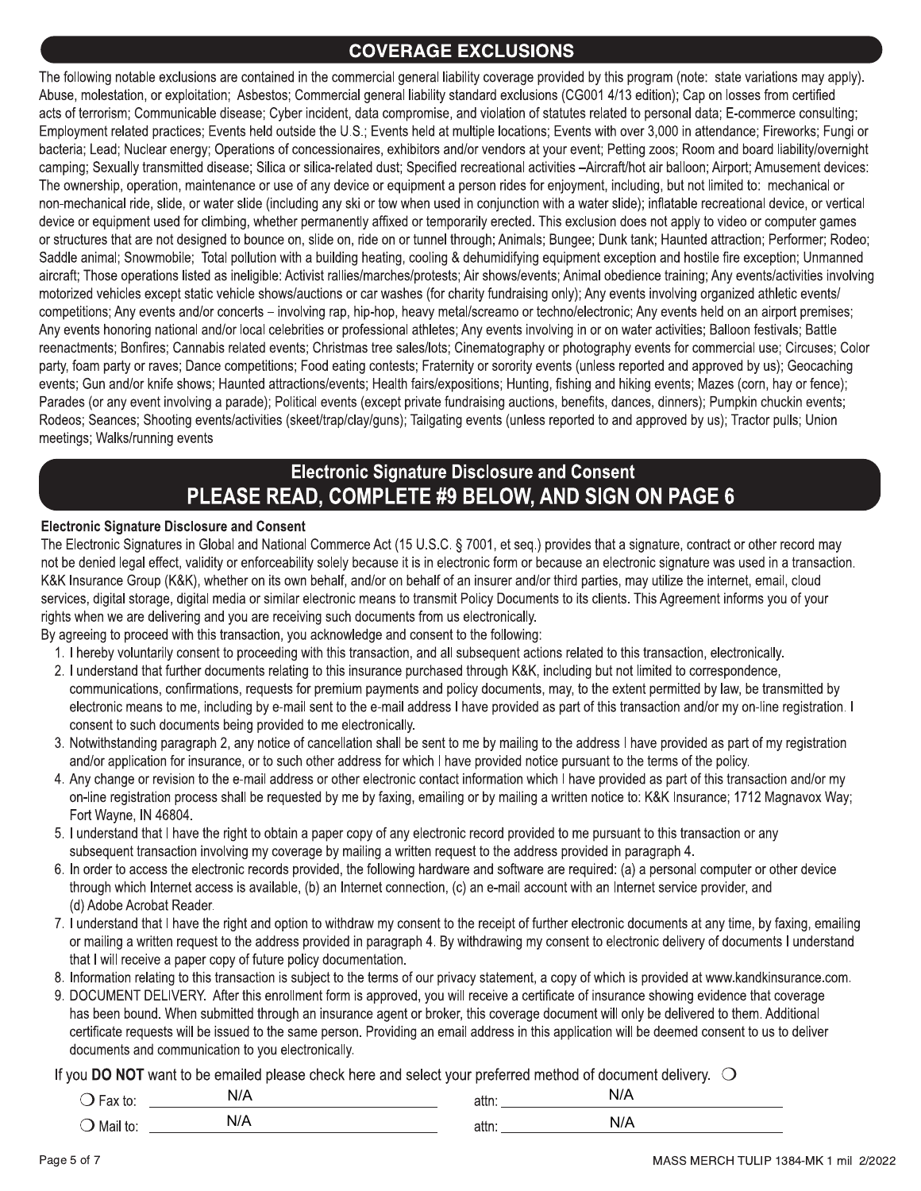## COVERAGE EXCLUSIONS

The following notable exclusions are contained in the commercial general liability coverage provided by this program (note: state variations may apply). Abuse, molestation, or exploitation; Asbestos; Commercial general liability standard exclusions (CG001 4/13 edition); Cap on losses from certified acts of terrorism; Communicable disease; Cyber incident, data compromise, and violation of statutes related to personal data; E-commerce consulting; Employment related practices; Events held outside the U.S.; Events held at multiple locations; Events with over 3,000 in attendance; Fireworks; Fungi or bacteria; Lead; Nuclear energy; Operations of concessionaires, exhibitors and/or vendors at your event; Petting zoos; Room and board liability/overnight camping; Sexually transmitted disease; Silica or silica-related dust; Specified recreational activities –Aircraft/hot air balloon; Airport; Amusement devices: The ownership, operation, maintenance or use of any device or equipment a person rides for enjoyment, including, but not limited to: mechanical or non-mechanical ride, slide, or water slide (including any ski or tow when used in conjunction with a water slide); inflatable recreational device, or vertical device or equipment used for climbing, whether permanently affixed or temporarily erected. This exclusion does not apply to video or computer games or structures that are not designed to bounce on, slide on, ride on or tunnel through; Animals; Bungee; Dunk tank; Haunted attraction; Performer; Rodeo; Saddle animal; Snowmobile; Total pollution with a building heating, cooling & dehumidifying equipment exception and hostile fire exception; Unmanned aircraft; Those operations listed as ineligible: Activist rallies/marches/protests; Air shows/events; Animal obedience training; Any events/activities involving motorized vehicles except static vehicle shows/auctions or car washes (for charity fundraising only); Any events involving organized athletic events/ competitions; Any events and/or concerts – involving rap, hip-hop, heavy metal/screamo or techno/electronic; Any events held on an airport premises; Any events honoring national and/or local celebrities or professional athletes; Any events involving in or on water activities; Balloon festivals; Battle reenactments; Bonfires; Cannabis related events; Christmas tree sales/lots; Cinematography or photography events for commercial use; Circuses; Color party, foam party or raves; Dance competitions; Food eating contests; Fraternity or sorority events (unless reported and approved by us); Geocaching events; Gun and/or knife shows; Haunted attractions/events; Health fairs/expositions; Hunting, fishing and hiking events; Mazes (corn, hay or fence); Parades (or any event involving a parade); Political events (except private fundraising auctions, benefits, dances, dinners); Pumpkin chuckin events; Rodeos; Seances; Shooting events/activities (skeet/trap/clay/guns); Tailgating events (unless reported to and approved by us); Tractor pulls; Union meetings; Walks/running events

## Electronic Signature Disclosure and Consent
## PLEASE READ, COMPLETE #9 BELOW, AND SIGN ON PAGE 6

**Electronic Signature Disclosure and Consent**

The Electronic Signatures in Global and National Commerce Act (15 U.S.C. § 7001, et seq.) provides that a signature, contract or other record may not be denied legal effect, validity or enforceability solely because it is in electronic form or because an electronic signature was used in a transaction. K&K Insurance Group (K&K), whether on its own behalf, and/or on behalf of an insurer and/or third parties, may utilize the internet, email, cloud services, digital storage, digital media or similar electronic means to transmit Policy Documents to its clients. This Agreement informs you of your rights when we are delivering and you are receiving such documents from us electronically.

By agreeing to proceed with this transaction, you acknowledge and consent to the following:

1. I hereby voluntarily consent to proceeding with this transaction, and all subsequent actions related to this transaction, electronically.
2. I understand that further documents relating to this insurance purchased through K&K, including but not limited to correspondence, communications, confirmations, requests for premium payments and policy documents, may, to the extent permitted by law, be transmitted by electronic means to me, including by e-mail sent to the e-mail address I have provided as part of this transaction and/or my on-line registration. I consent to such documents being provided to me electronically.
3. Notwithstanding paragraph 2, any notice of cancellation shall be sent to me by mailing to the address I have provided as part of my registration and/or application for insurance, or to such other address for which I have provided notice pursuant to the terms of the policy.
4. Any change or revision to the e-mail address or other electronic contact information which I have provided as part of this transaction and/or my on-line registration process shall be requested by me by faxing, emailing or by mailing a written notice to: K&K Insurance; 1712 Magnavox Way; Fort Wayne, IN 46804.
5. I understand that I have the right to obtain a paper copy of any electronic record provided to me pursuant to this transaction or any subsequent transaction involving my coverage by mailing a written request to the address provided in paragraph 4.
6. In order to access the electronic records provided, the following hardware and software are required: (a) a personal computer or other device through which Internet access is available, (b) an Internet connection, (c) an e-mail account with an Internet service provider, and (d) Adobe Acrobat Reader.
7. I understand that I have the right and option to withdraw my consent to the receipt of further electronic documents at any time, by faxing, emailing or mailing a written request to the address provided in paragraph 4. By withdrawing my consent to electronic delivery of documents I understand that I will receive a paper copy of future policy documentation.
8. Information relating to this transaction is subject to the terms of our privacy statement, a copy of which is provided at www.kandkinsurance.com.
9. DOCUMENT DELIVERY. After this enrollment form is approved, you will receive a certificate of insurance showing evidence that coverage has been bound. When submitted through an insurance agent or broker, this coverage document will only be delivered to them. Additional certificate requests will be issued to the same person. Providing an email address in this application will be deemed consent to us to deliver documents and communication to you electronically.

If you **DO NOT** want to be emailed please check here and select your preferred method of document delivery. ○

○ Fax to: N/A attn: N/A

○ Mail to: N/A attn: N/A

MASS MERCH TULIP 1384-MK 1 mil 2/2022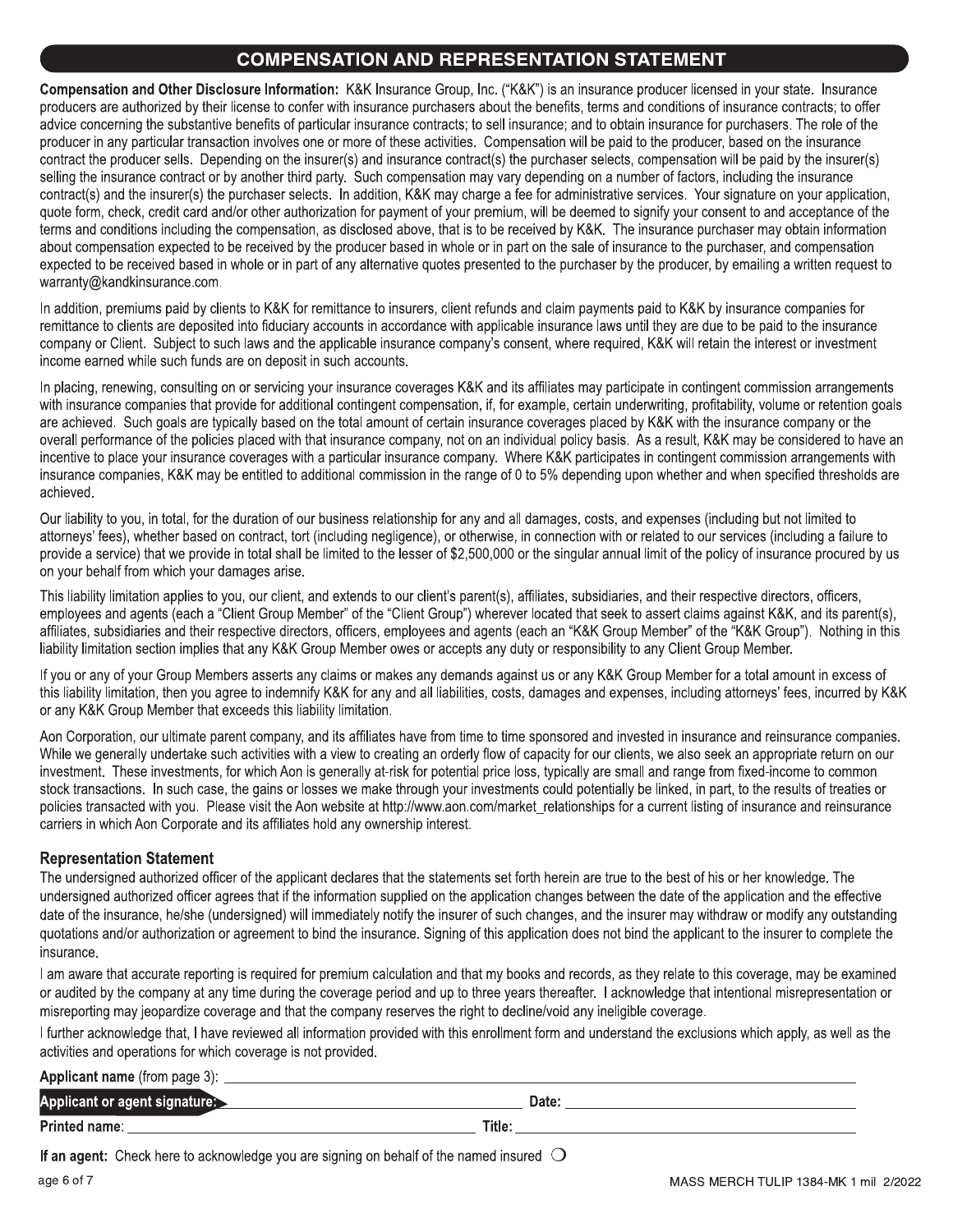## COMPENSATION AND REPRESENTATION STATEMENT

**Compensation and Other Disclosure Information:** K&K Insurance Group, Inc. ("K&K") is an insurance producer licensed in your state. Insurance producers are authorized by their license to confer with insurance purchasers about the benefits, terms and conditions of insurance contracts; to offer advice concerning the substantive benefits of particular insurance contracts; to sell insurance; and to obtain insurance for purchasers. The role of the producer in any particular transaction involves one or more of these activities. Compensation will be paid to the producer, based on the insurance contract the producer sells. Depending on the insurer(s) and insurance contract(s) the purchaser selects, compensation will be paid by the insurer(s) selling the insurance contract or by another third party. Such compensation may vary depending on a number of factors, including the insurance contract(s) and the insurer(s) the purchaser selects. In addition, K&K may charge a fee for administrative services. Your signature on your application, quote form, check, credit card and/or other authorization for payment of your premium, will be deemed to signify your consent to and acceptance of the terms and conditions including the compensation, as disclosed above, that is to be received by K&K. The insurance purchaser may obtain information about compensation expected to be received by the producer based in whole or in part on the sale of insurance to the purchaser, and compensation expected to be received based in whole or in part of any alternative quotes presented to the purchaser by the producer, by emailing a written request to warranty@kandkinsurance.com.

In addition, premiums paid by clients to K&K for remittance to insurers, client refunds and claim payments paid to K&K by insurance companies for remittance to clients are deposited into fiduciary accounts in accordance with applicable insurance laws until they are due to be paid to the insurance company or Client. Subject to such laws and the applicable insurance company's consent, where required, K&K will retain the interest or investment income earned while such funds are on deposit in such accounts.

In placing, renewing, consulting on or servicing your insurance coverages K&K and its affiliates may participate in contingent commission arrangements with insurance companies that provide for additional contingent compensation, if, for example, certain underwriting, profitability, volume or retention goals are achieved. Such goals are typically based on the total amount of certain insurance coverages placed by K&K with the insurance company or the overall performance of the policies placed with that insurance company, not on an individual policy basis. As a result, K&K may be considered to have an incentive to place your insurance coverages with a particular insurance company. Where K&K participates in contingent commission arrangements with insurance companies, K&K may be entitled to additional commission in the range of 0 to 5% depending upon whether and when specified thresholds are achieved.

Our liability to you, in total, for the duration of our business relationship for any and all damages, costs, and expenses (including but not limited to attorneys' fees), whether based on contract, tort (including negligence), or otherwise, in connection with or related to our services (including a failure to provide a service) that we provide in total shall be limited to the lesser of $2,500,000 or the singular annual limit of the policy of insurance procured by us on your behalf from which your damages arise.

This liability limitation applies to you, our client, and extends to our client's parent(s), affiliates, subsidiaries, and their respective directors, officers, employees and agents (each a "Client Group Member" of the "Client Group") wherever located that seek to assert claims against K&K, and its parent(s), affiliates, subsidiaries and their respective directors, officers, employees and agents (each an "K&K Group Member" of the "K&K Group"). Nothing in this liability limitation section implies that any K&K Group Member owes or accepts any duty or responsibility to any Client Group Member.

If you or any of your Group Members asserts any claims or makes any demands against us or any K&K Group Member for a total amount in excess of this liability limitation, then you agree to indemnify K&K for any and all liabilities, costs, damages and expenses, including attorneys' fees, incurred by K&K or any K&K Group Member that exceeds this liability limitation.

Aon Corporation, our ultimate parent company, and its affiliates have from time to time sponsored and invested in insurance and reinsurance companies. While we generally undertake such activities with a view to creating an orderly flow of capacity for our clients, we also seek an appropriate return on our investment. These investments, for which Aon is generally at-risk for potential price loss, typically are small and range from fixed-income to common stock transactions. In such case, the gains or losses we make through your investments could potentially be linked, in part, to the results of treaties or policies transacted with you. Please visit the Aon website at http://www.aon.com/market_relationships for a current listing of insurance and reinsurance carriers in which Aon Corporate and its affiliates hold any ownership interest.

### Representation Statement

The undersigned authorized officer of the applicant declares that the statements set forth herein are true to the best of his or her knowledge. The undersigned authorized officer agrees that if the information supplied on the application changes between the date of the application and the effective date of the insurance, he/she (undersigned) will immediately notify the insurer of such changes, and the insurer may withdraw or modify any outstanding quotations and/or authorization or agreement to bind the insurance. Signing of this application does not bind the applicant to the insurer to complete the insurance.

I am aware that accurate reporting is required for premium calculation and that my books and records, as they relate to this coverage, may be examined or audited by the company at any time during the coverage period and up to three years thereafter. I acknowledge that intentional misrepresentation or misreporting may jeopardize coverage and that the company reserves the right to decline/void any ineligible coverage.

I further acknowledge that, I have reviewed all information provided with this enrollment form and understand the exclusions which apply, as well as the activities and operations for which coverage is not provided.

**Applicant name** (from page 3): ______________________________

**Applicant or agent signature:** ______________________________ **Date:** ______________________________

**Printed name:** ______________________________ **Title:** ______________________________

**If an agent:** Check here to acknowledge you are signing on behalf of the named insured ○

MASS MERCH TULIP 1384-MK 1 mil 2/2022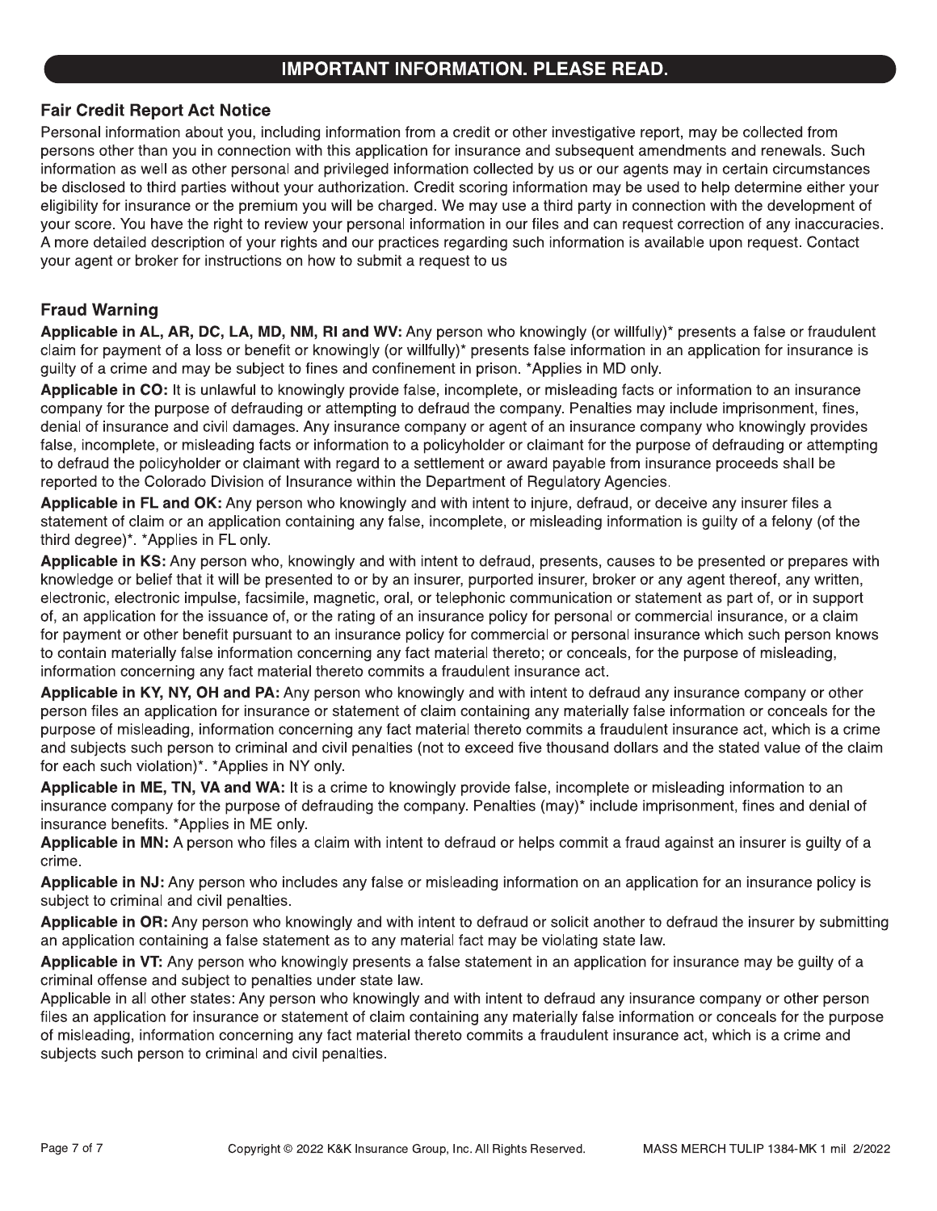# IMPORTANT INFORMATION. PLEASE READ.

## Fair Credit Report Act Notice

Personal information about you, including information from a credit or other investigative report, may be collected from persons other than you in connection with this application for insurance and subsequent amendments and renewals. Such information as well as other personal and privileged information collected by us or our agents may in certain circumstances be disclosed to third parties without your authorization. Credit scoring information may be used to help determine either your eligibility for insurance or the premium you will be charged. We may use a third party in connection with the development of your score. You have the right to review your personal information in our files and can request correction of any inaccuracies. A more detailed description of your rights and our practices regarding such information is available upon request. Contact your agent or broker for instructions on how to submit a request to us

## Fraud Warning

**Applicable in AL, AR, DC, LA, MD, NM, RI and WV:** Any person who knowingly (or willfully)* presents a false or fraudulent claim for payment of a loss or benefit or knowingly (or willfully)* presents false information in an application for insurance is guilty of a crime and may be subject to fines and confinement in prison. *Applies in MD only.

**Applicable in CO:** It is unlawful to knowingly provide false, incomplete, or misleading facts or information to an insurance company for the purpose of defrauding or attempting to defraud the company. Penalties may include imprisonment, fines, denial of insurance and civil damages. Any insurance company or agent of an insurance company who knowingly provides false, incomplete, or misleading facts or information to a policyholder or claimant for the purpose of defrauding or attempting to defraud the policyholder or claimant with regard to a settlement or award payable from insurance proceeds shall be reported to the Colorado Division of Insurance within the Department of Regulatory Agencies.

**Applicable in FL and OK:** Any person who knowingly and with intent to injure, defraud, or deceive any insurer files a statement of claim or an application containing any false, incomplete, or misleading information is guilty of a felony (of the third degree)*. *Applies in FL only.

**Applicable in KS:** Any person who, knowingly and with intent to defraud, presents, causes to be presented or prepares with knowledge or belief that it will be presented to or by an insurer, purported insurer, broker or any agent thereof, any written, electronic, electronic impulse, facsimile, magnetic, oral, or telephonic communication or statement as part of, or in support of, an application for the issuance of, or the rating of an insurance policy for personal or commercial insurance, or a claim for payment or other benefit pursuant to an insurance policy for commercial or personal insurance which such person knows to contain materially false information concerning any fact material thereto; or conceals, for the purpose of misleading, information concerning any fact material thereto commits a fraudulent insurance act.

**Applicable in KY, NY, OH and PA:** Any person who knowingly and with intent to defraud any insurance company or other person files an application for insurance or statement of claim containing any materially false information or conceals for the purpose of misleading, information concerning any fact material thereto commits a fraudulent insurance act, which is a crime and subjects such person to criminal and civil penalties (not to exceed five thousand dollars and the stated value of the claim for each such violation)*. *Applies in NY only.

**Applicable in ME, TN, VA and WA:** It is a crime to knowingly provide false, incomplete or misleading information to an insurance company for the purpose of defrauding the company. Penalties (may)* include imprisonment, fines and denial of insurance benefits. *Applies in ME only.

**Applicable in MN:** A person who files a claim with intent to defraud or helps commit a fraud against an insurer is guilty of a crime.

**Applicable in NJ:** Any person who includes any false or misleading information on an application for an insurance policy is subject to criminal and civil penalties.

**Applicable in OR:** Any person who knowingly and with intent to defraud or solicit another to defraud the insurer by submitting an application containing a false statement as to any material fact may be violating state law.

**Applicable in VT:** Any person who knowingly presents a false statement in an application for insurance may be guilty of a criminal offense and subject to penalties under state law.

Applicable in all other states: Any person who knowingly and with intent to defraud any insurance company or other person files an application for insurance or statement of claim containing any materially false information or conceals for the purpose of misleading, information concerning any fact material thereto commits a fraudulent insurance act, which is a crime and subjects such person to criminal and civil penalties.

Copyright © 2022 K&K Insurance Group, Inc. All Rights Reserved. MASS MERCH TULIP 1384-MK 1 mil 2/2022